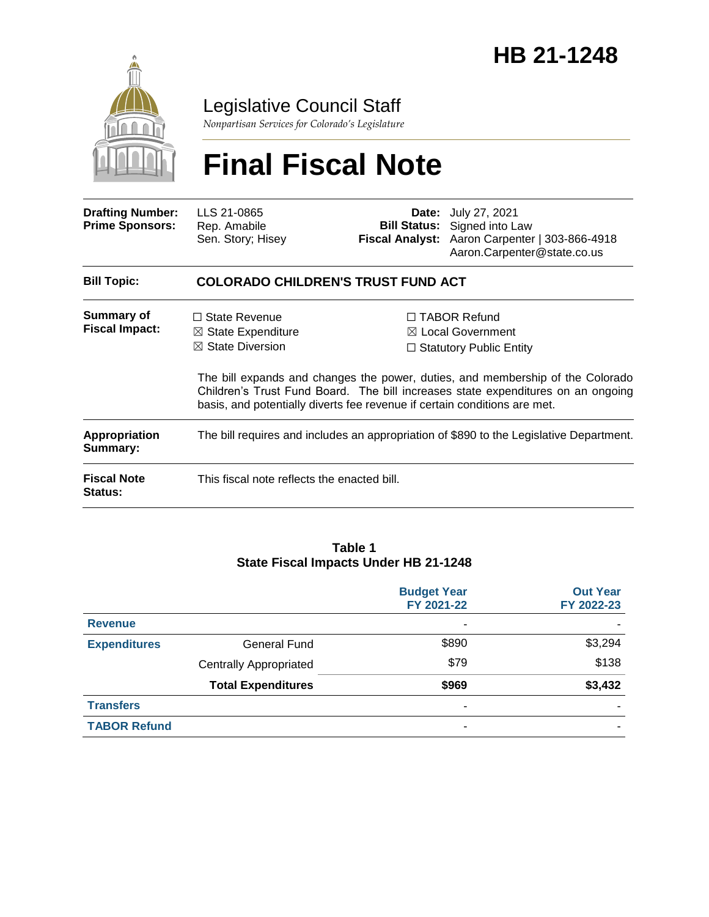# HB 21-1248

## Legislative Council Staff

*Nonpartisan Services for Colorado's Legislature*

# Final Fiscal Note

| | | | |
|---|---|---|---|
| **Drafting Number:** | LLS 21-0865 | **Date:** | July 27, 2021 |
| **Prime Sponsors:** | Rep. Amabile<br>Sen. Story; Hisey | **Bill Status:** | Signed into Law |
| | | **Fiscal Analyst:** | Aaron Carpenter \| 303-866-4918<br>Aaron.Carpenter@state.co.us |

**Bill Topic:** **COLORADO CHILDREN'S TRUST FUND ACT**

**Summary of Fiscal Impact:**

- ☐ State Revenue
- ☒ State Expenditure
- ☒ State Diversion
- ☐ TABOR Refund
- ☒ Local Government
- ☐ Statutory Public Entity

The bill expands and changes the power, duties, and membership of the Colorado Children's Trust Fund Board. The bill increases state expenditures on an ongoing basis, and potentially diverts fee revenue if certain conditions are met.

**Appropriation Summary:** The bill requires and includes an appropriation of $890 to the Legislative Department.

**Fiscal Note Status:** This fiscal note reflects the enacted bill.

**Table 1**
**State Fiscal Impacts Under HB 21-1248**

| | | Budget Year FY 2021-22 | Out Year FY 2022-23 |
|---|---|---|---|
| **Revenue** | | - | - |
| **Expenditures** | General Fund | $890 | $3,294 |
| | Centrally Appropriated | $79 | $138 |
| | **Total Expenditures** | **$969** | **$3,432** |
| **Transfers** | | - | - |
| **TABOR Refund** | | - | - |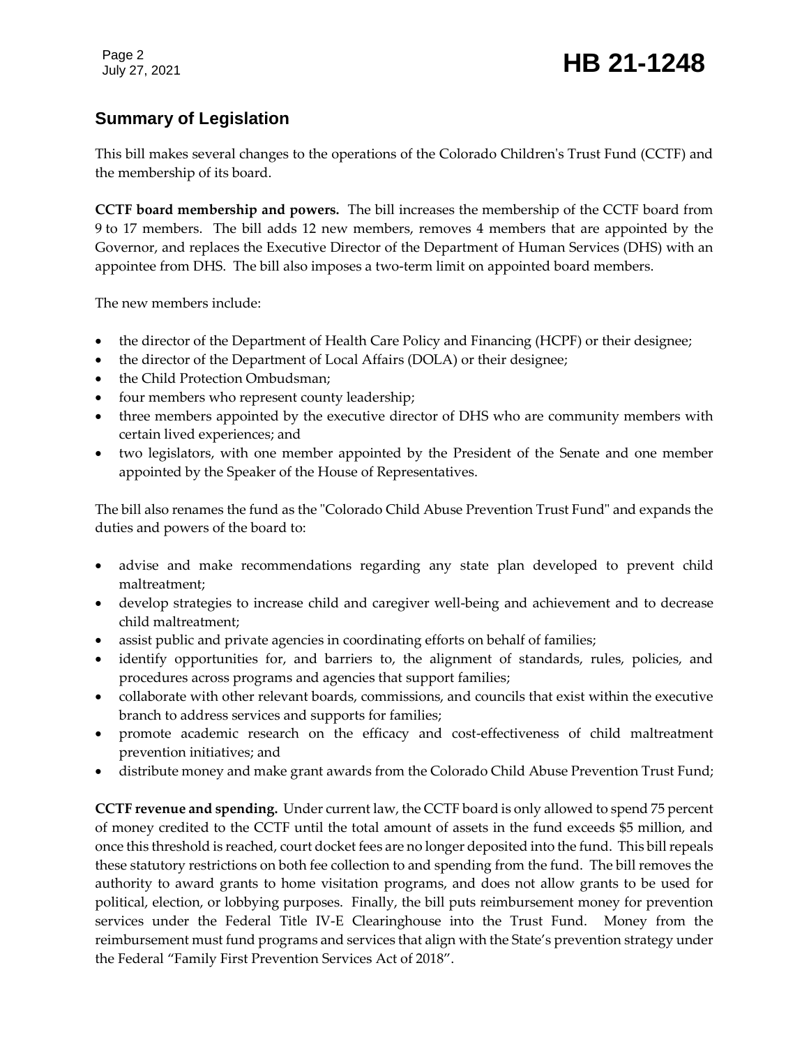## Summary of Legislation

This bill makes several changes to the operations of the Colorado Children's Trust Fund (CCTF) and the membership of its board.

**CCTF board membership and powers.** The bill increases the membership of the CCTF board from 9 to 17 members. The bill adds 12 new members, removes 4 members that are appointed by the Governor, and replaces the Executive Director of the Department of Human Services (DHS) with an appointee from DHS. The bill also imposes a two-term limit on appointed board members.

The new members include:

- the director of the Department of Health Care Policy and Financing (HCPF) or their designee;
- the director of the Department of Local Affairs (DOLA) or their designee;
- the Child Protection Ombudsman;
- four members who represent county leadership;
- three members appointed by the executive director of DHS who are community members with certain lived experiences; and
- two legislators, with one member appointed by the President of the Senate and one member appointed by the Speaker of the House of Representatives.

The bill also renames the fund as the "Colorado Child Abuse Prevention Trust Fund" and expands the duties and powers of the board to:

- advise and make recommendations regarding any state plan developed to prevent child maltreatment;
- develop strategies to increase child and caregiver well-being and achievement and to decrease child maltreatment;
- assist public and private agencies in coordinating efforts on behalf of families;
- identify opportunities for, and barriers to, the alignment of standards, rules, policies, and procedures across programs and agencies that support families;
- collaborate with other relevant boards, commissions, and councils that exist within the executive branch to address services and supports for families;
- promote academic research on the efficacy and cost-effectiveness of child maltreatment prevention initiatives; and
- distribute money and make grant awards from the Colorado Child Abuse Prevention Trust Fund;

**CCTF revenue and spending.** Under current law, the CCTF board is only allowed to spend 75 percent of money credited to the CCTF until the total amount of assets in the fund exceeds $5 million, and once this threshold is reached, court docket fees are no longer deposited into the fund. This bill repeals these statutory restrictions on both fee collection to and spending from the fund. The bill removes the authority to award grants to home visitation programs, and does not allow grants to be used for political, election, or lobbying purposes. Finally, the bill puts reimbursement money for prevention services under the Federal Title IV-E Clearinghouse into the Trust Fund. Money from the reimbursement must fund programs and services that align with the State's prevention strategy under the Federal "Family First Prevention Services Act of 2018".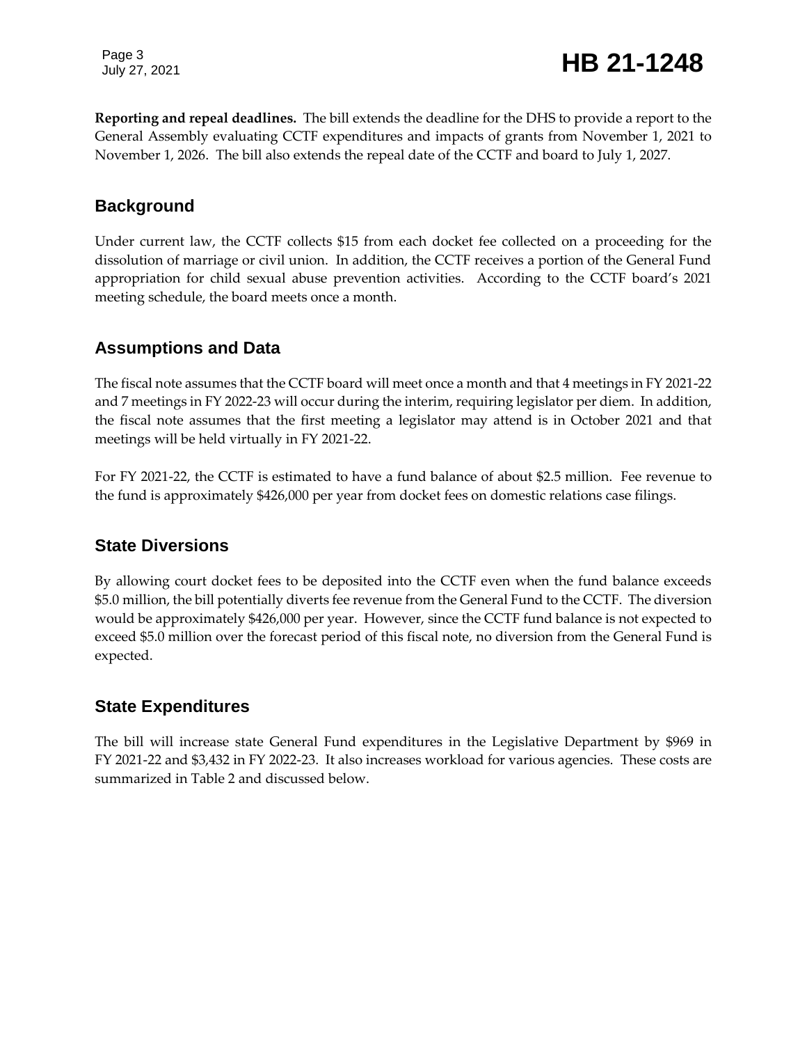**Reporting and repeal deadlines.** The bill extends the deadline for the DHS to provide a report to the General Assembly evaluating CCTF expenditures and impacts of grants from November 1, 2021 to November 1, 2026. The bill also extends the repeal date of the CCTF and board to July 1, 2027.

## Background

Under current law, the CCTF collects $15 from each docket fee collected on a proceeding for the dissolution of marriage or civil union. In addition, the CCTF receives a portion of the General Fund appropriation for child sexual abuse prevention activities. According to the CCTF board's 2021 meeting schedule, the board meets once a month.

## Assumptions and Data

The fiscal note assumes that the CCTF board will meet once a month and that 4 meetings in FY 2021-22 and 7 meetings in FY 2022-23 will occur during the interim, requiring legislator per diem. In addition, the fiscal note assumes that the first meeting a legislator may attend is in October 2021 and that meetings will be held virtually in FY 2021-22.

For FY 2021-22, the CCTF is estimated to have a fund balance of about $2.5 million. Fee revenue to the fund is approximately $426,000 per year from docket fees on domestic relations case filings.

## State Diversions

By allowing court docket fees to be deposited into the CCTF even when the fund balance exceeds $5.0 million, the bill potentially diverts fee revenue from the General Fund to the CCTF. The diversion would be approximately $426,000 per year. However, since the CCTF fund balance is not expected to exceed $5.0 million over the forecast period of this fiscal note, no diversion from the General Fund is expected.

## State Expenditures

The bill will increase state General Fund expenditures in the Legislative Department by $969 in FY 2021-22 and $3,432 in FY 2022-23. It also increases workload for various agencies. These costs are summarized in Table 2 and discussed below.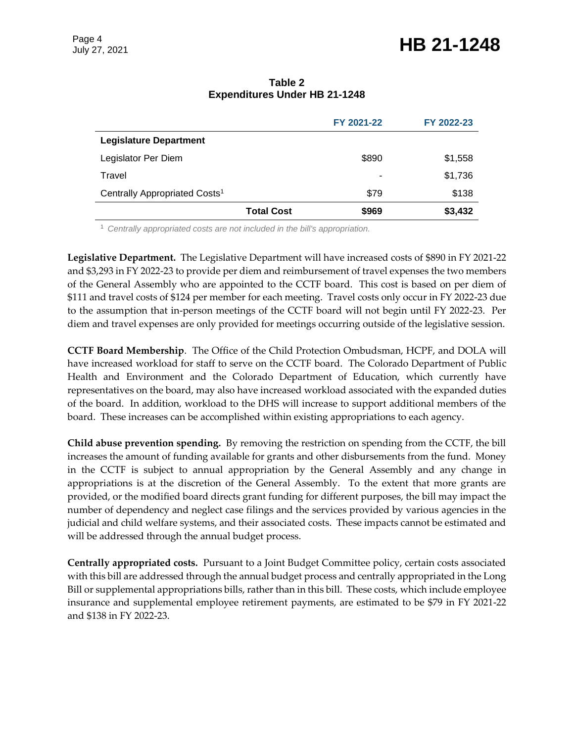**Table 2**
**Expenditures Under HB 21-1248**

| | FY 2021-22 | FY 2022-23 |
|---|---|---|
| **Legislature Department** | | |
| Legislator Per Diem | $890 | $1,558 |
| Travel | - | $1,736 |
| Centrally Appropriated Costs[1] | $79 | $138 |
| **Total Cost** | **$969** | **$3,432** |

[1] *Centrally appropriated costs are not included in the bill's appropriation.*

**Legislative Department.** The Legislative Department will have increased costs of $890 in FY 2021-22 and $3,293 in FY 2022-23 to provide per diem and reimbursement of travel expenses the two members of the General Assembly who are appointed to the CCTF board. This cost is based on per diem of $111 and travel costs of $124 per member for each meeting. Travel costs only occur in FY 2022-23 due to the assumption that in-person meetings of the CCTF board will not begin until FY 2022-23. Per diem and travel expenses are only provided for meetings occurring outside of the legislative session.

**CCTF Board Membership**. The Office of the Child Protection Ombudsman, HCPF, and DOLA will have increased workload for staff to serve on the CCTF board. The Colorado Department of Public Health and Environment and the Colorado Department of Education, which currently have representatives on the board, may also have increased workload associated with the expanded duties of the board. In addition, workload to the DHS will increase to support additional members of the board. These increases can be accomplished within existing appropriations to each agency.

**Child abuse prevention spending.** By removing the restriction on spending from the CCTF, the bill increases the amount of funding available for grants and other disbursements from the fund. Money in the CCTF is subject to annual appropriation by the General Assembly and any change in appropriations is at the discretion of the General Assembly. To the extent that more grants are provided, or the modified board directs grant funding for different purposes, the bill may impact the number of dependency and neglect case filings and the services provided by various agencies in the judicial and child welfare systems, and their associated costs. These impacts cannot be estimated and will be addressed through the annual budget process.

**Centrally appropriated costs.** Pursuant to a Joint Budget Committee policy, certain costs associated with this bill are addressed through the annual budget process and centrally appropriated in the Long Bill or supplemental appropriations bills, rather than in this bill. These costs, which include employee insurance and supplemental employee retirement payments, are estimated to be $79 in FY 2021-22 and $138 in FY 2022-23.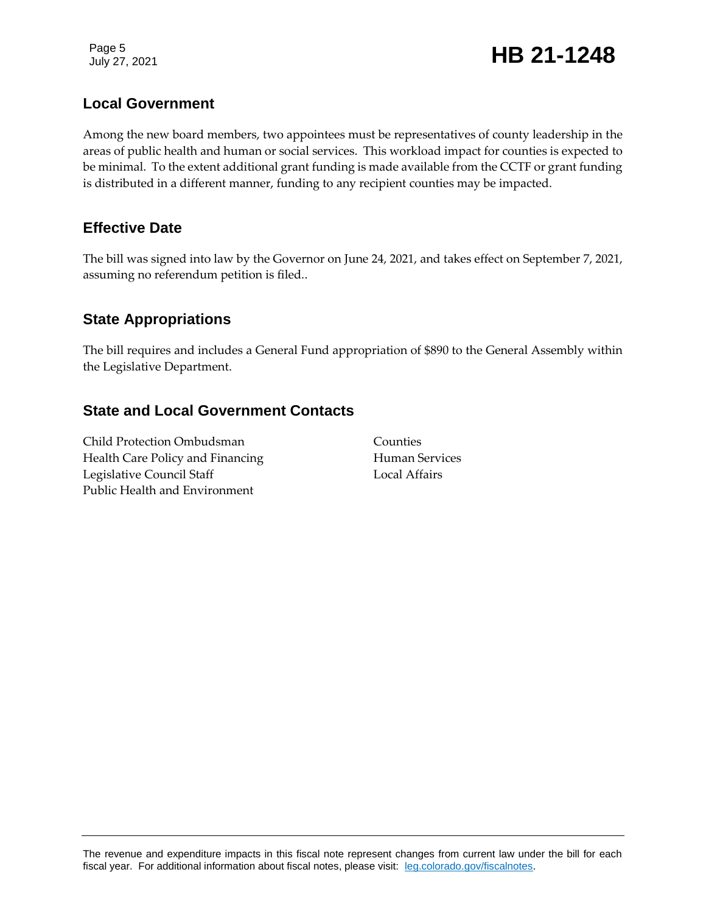## Local Government

Among the new board members, two appointees must be representatives of county leadership in the areas of public health and human or social services. This workload impact for counties is expected to be minimal. To the extent additional grant funding is made available from the CCTF or grant funding is distributed in a different manner, funding to any recipient counties may be impacted.

## Effective Date

The bill was signed into law by the Governor on June 24, 2021, and takes effect on September 7, 2021, assuming no referendum petition is filed..

## State Appropriations

The bill requires and includes a General Fund appropriation of $890 to the General Assembly within the Legislative Department.

## State and Local Government Contacts

Child Protection Ombudsman
Health Care Policy and Financing
Legislative Council Staff
Public Health and Environment
Counties
Human Services
Local Affairs

The revenue and expenditure impacts in this fiscal note represent changes from current law under the bill for each fiscal year. For additional information about fiscal notes, please visit: leg.colorado.gov/fiscalnotes.